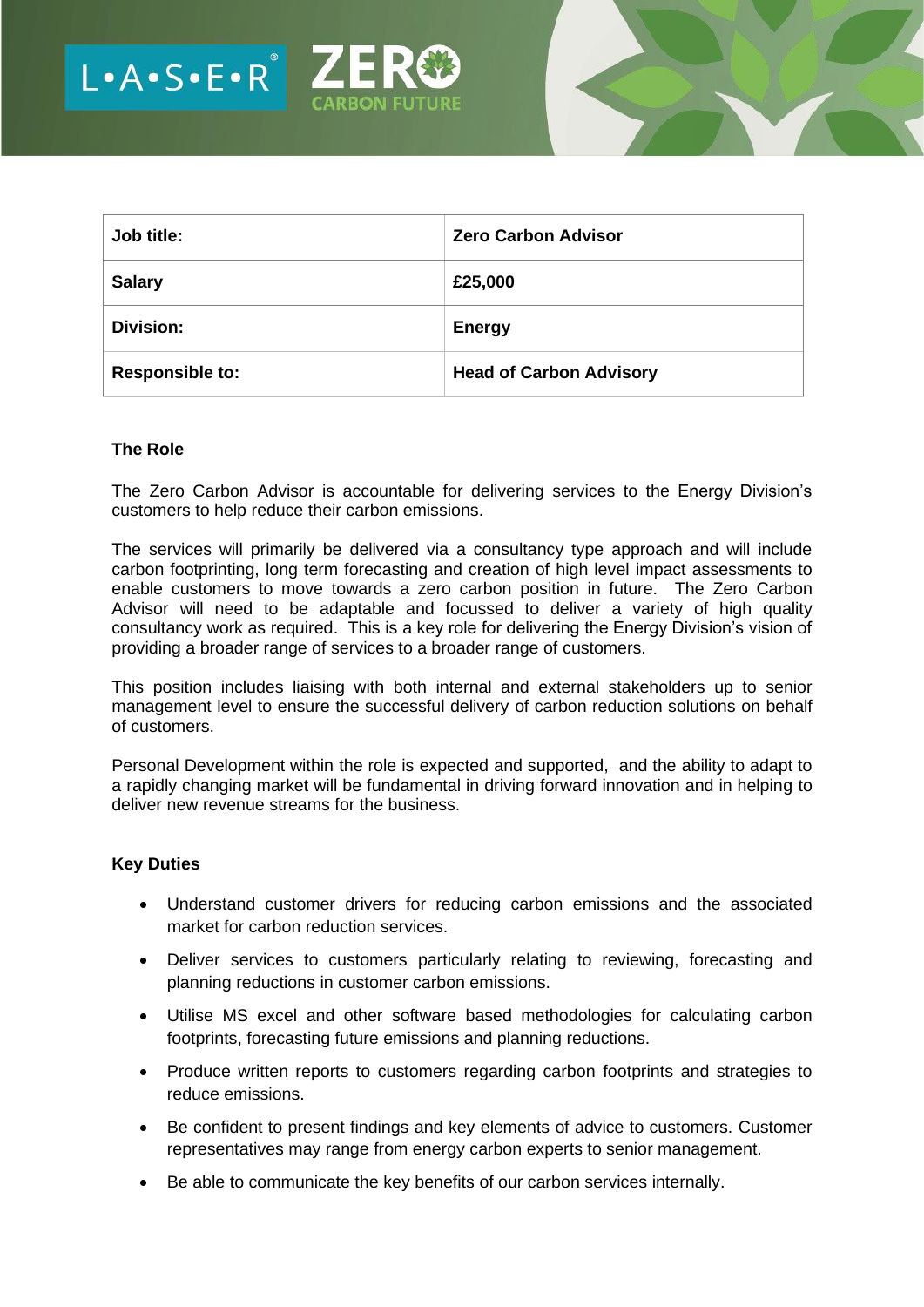| Job title: | Zero Carbon Advisor |
|---|---|
| Salary | £25,000 |
| Division: | Energy |
| Responsible to: | Head of Carbon Advisory |

## The Role

The Zero Carbon Advisor is accountable for delivering services to the Energy Division's customers to help reduce their carbon emissions.

The services will primarily be delivered via a consultancy type approach and will include carbon footprinting, long term forecasting and creation of high level impact assessments to enable customers to move towards a zero carbon position in future. The Zero Carbon Advisor will need to be adaptable and focussed to deliver a variety of high quality consultancy work as required. This is a key role for delivering the Energy Division's vision of providing a broader range of services to a broader range of customers.

This position includes liaising with both internal and external stakeholders up to senior management level to ensure the successful delivery of carbon reduction solutions on behalf of customers.

Personal Development within the role is expected and supported, and the ability to adapt to a rapidly changing market will be fundamental in driving forward innovation and in helping to deliver new revenue streams for the business.

## Key Duties

- Understand customer drivers for reducing carbon emissions and the associated market for carbon reduction services.
- Deliver services to customers particularly relating to reviewing, forecasting and planning reductions in customer carbon emissions.
- Utilise MS excel and other software based methodologies for calculating carbon footprints, forecasting future emissions and planning reductions.
- Produce written reports to customers regarding carbon footprints and strategies to reduce emissions.
- Be confident to present findings and key elements of advice to customers. Customer representatives may range from energy carbon experts to senior management.
- Be able to communicate the key benefits of our carbon services internally.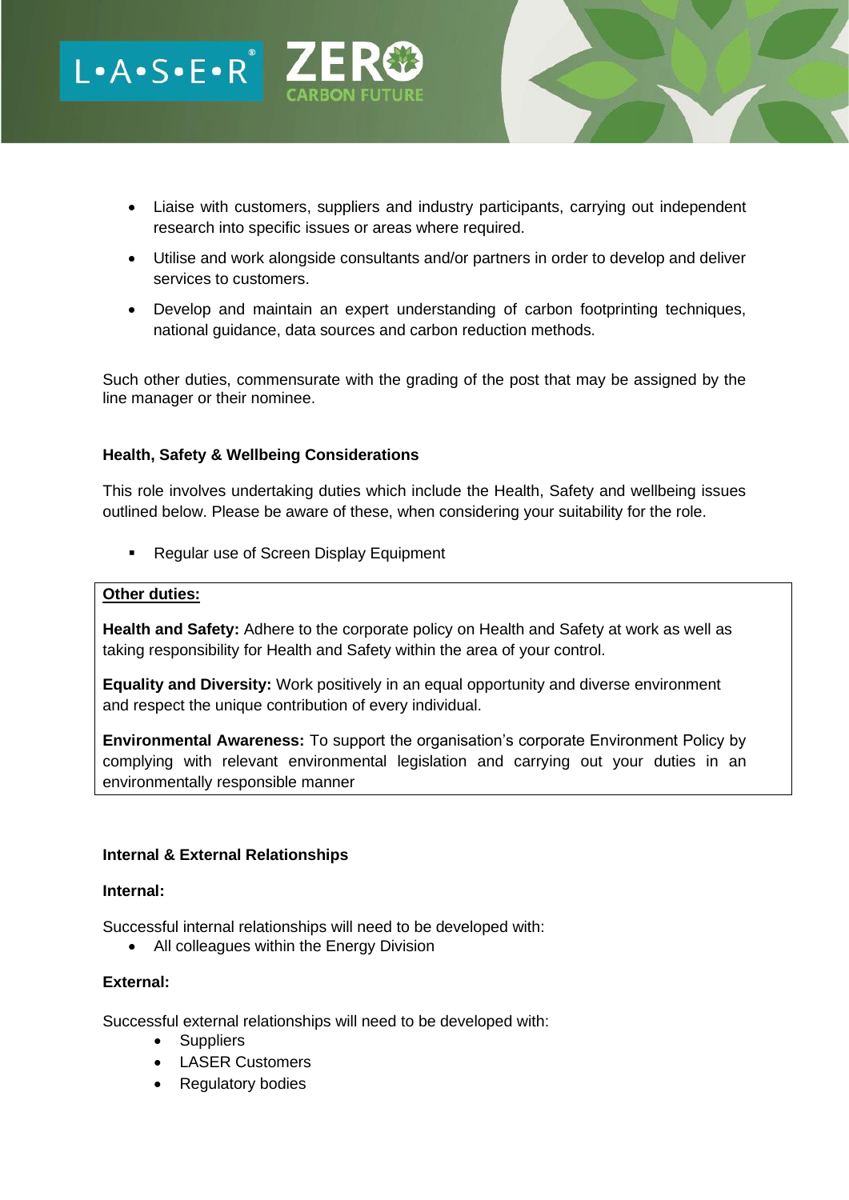- Liaise with customers, suppliers and industry participants, carrying out independent research into specific issues or areas where required.
- Utilise and work alongside consultants and/or partners in order to develop and deliver services to customers.
- Develop and maintain an expert understanding of carbon footprinting techniques, national guidance, data sources and carbon reduction methods.

Such other duties, commensurate with the grading of the post that may be assigned by the line manager or their nominee.

**Health, Safety & Wellbeing Considerations**

This role involves undertaking duties which include the Health, Safety and wellbeing issues outlined below. Please be aware of these, when considering your suitability for the role.

- Regular use of Screen Display Equipment

**Other duties:**

**Health and Safety:** Adhere to the corporate policy on Health and Safety at work as well as taking responsibility for Health and Safety within the area of your control.

**Equality and Diversity:** Work positively in an equal opportunity and diverse environment and respect the unique contribution of every individual.

**Environmental Awareness:** To support the organisation's corporate Environment Policy by complying with relevant environmental legislation and carrying out your duties in an environmentally responsible manner

**Internal & External Relationships**

**Internal:**

Successful internal relationships will need to be developed with:

- All colleagues within the Energy Division

**External:**

Successful external relationships will need to be developed with:

- Suppliers
- LASER Customers
- Regulatory bodies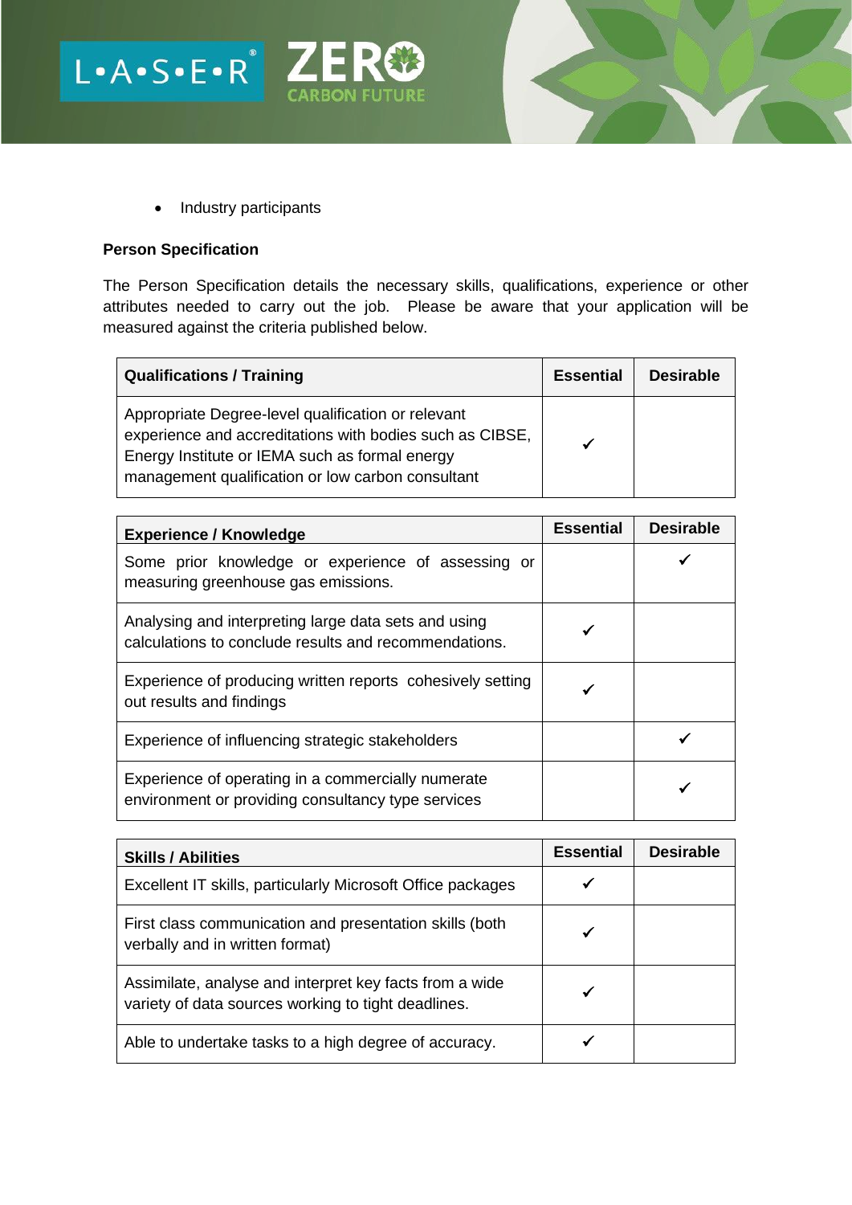- Industry participants

**Person Specification**

The Person Specification details the necessary skills, qualifications, experience or other attributes needed to carry out the job. Please be aware that your application will be measured against the criteria published below.

| Qualifications / Training | Essential | Desirable |
|---|---|---|
| Appropriate Degree-level qualification or relevant experience and accreditations with bodies such as CIBSE, Energy Institute or IEMA such as formal energy management qualification or low carbon consultant | ✓ | |

| Experience / Knowledge | Essential | Desirable |
|---|---|---|
| Some prior knowledge or experience of assessing or measuring greenhouse gas emissions. | | ✓ |
| Analysing and interpreting large data sets and using calculations to conclude results and recommendations. | ✓ | |
| Experience of producing written reports cohesively setting out results and findings | ✓ | |
| Experience of influencing strategic stakeholders | | ✓ |
| Experience of operating in a commercially numerate environment or providing consultancy type services | | ✓ |

| Skills / Abilities | Essential | Desirable |
|---|---|---|
| Excellent IT skills, particularly Microsoft Office packages | ✓ | |
| First class communication and presentation skills (both verbally and in written format) | ✓ | |
| Assimilate, analyse and interpret key facts from a wide variety of data sources working to tight deadlines. | ✓ | |
| Able to undertake tasks to a high degree of accuracy. | ✓ | |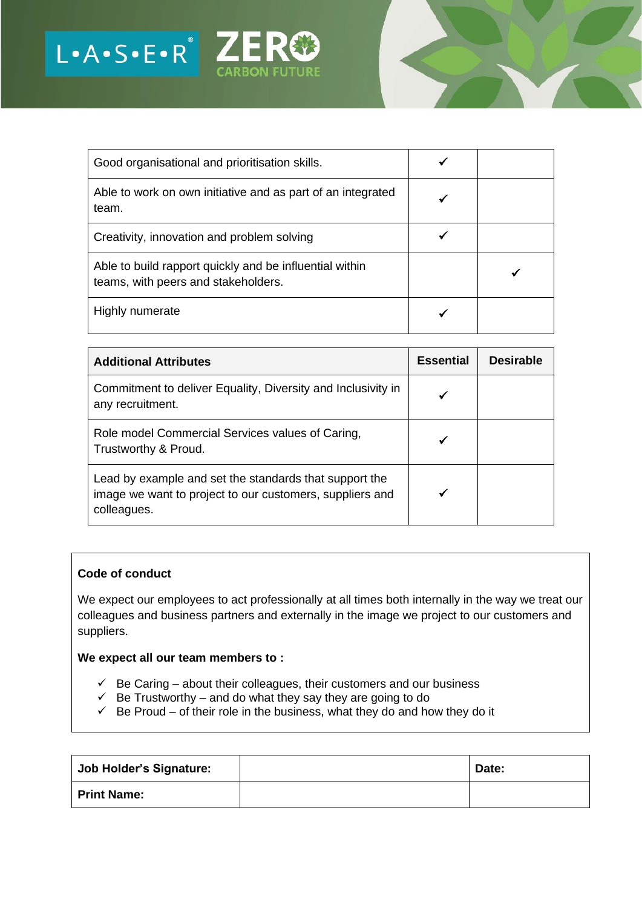| | | |
|---|---|---|
| Good organisational and prioritisation skills. | ✓ | |
| Able to work on own initiative and as part of an integrated team. | ✓ | |
| Creativity, innovation and problem solving | ✓ | |
| Able to build rapport quickly and be influential within teams, with peers and stakeholders. | | ✓ |
| Highly numerate | ✓ | |

| Additional Attributes | Essential | Desirable |
|---|---|---|
| Commitment to deliver Equality, Diversity and Inclusivity in any recruitment. | ✓ | |
| Role model Commercial Services values of Caring, Trustworthy & Proud. | ✓ | |
| Lead by example and set the standards that support the image we want to project to our customers, suppliers and colleagues. | ✓ | |

**Code of conduct**

We expect our employees to act professionally at all times both internally in the way we treat our colleagues and business partners and externally in the image we project to our customers and suppliers.

**We expect all our team members to :**

- ✓ Be Caring – about their colleagues, their customers and our business
- ✓ Be Trustworthy – and do what they say they are going to do
- ✓ Be Proud – of their role in the business, what they do and how they do it

| Job Holder's Signature: | | Date: |
|---|---|---|
| **Print Name:** | | |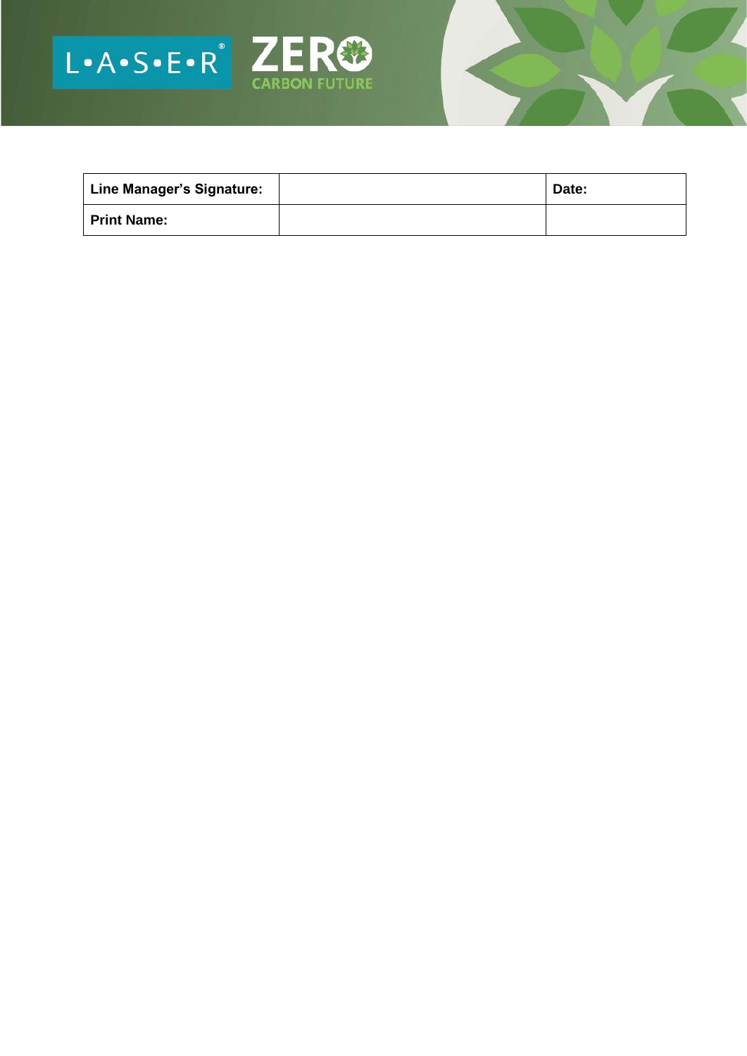| | | |
|---|---|---|
| **Line Manager's Signature:** | | **Date:** |
| **Print Name:** | | |